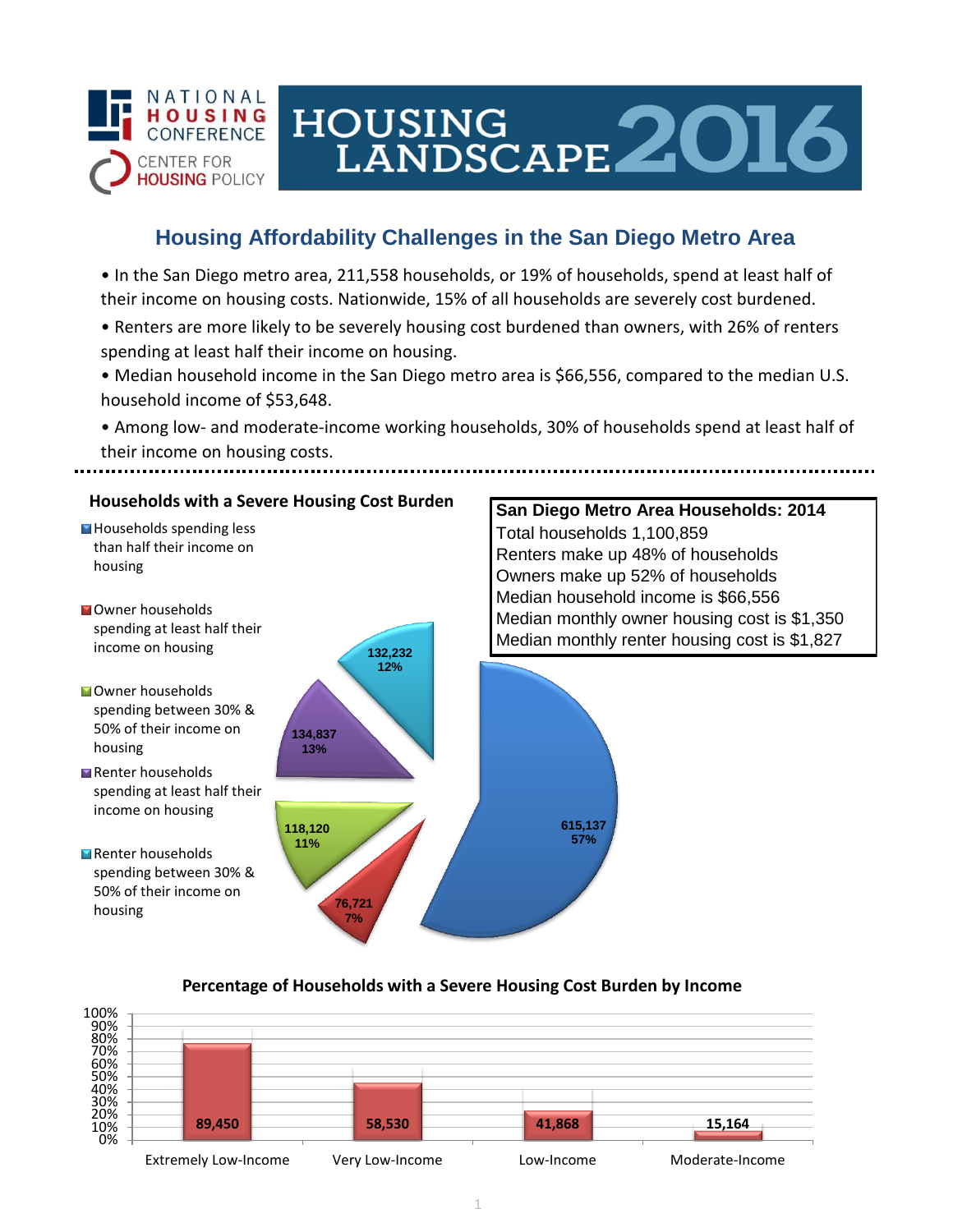NATIONAL HOUSING CONFERENCE

CENTER FOR HOUSING POLICY

# HOUSING LANDSCAPE 2016

## Housing Affordability Challenges in the San Diego Metro Area

- In the San Diego metro area, 211,558 households, or 19% of households, spend at least half of their income on housing costs. Nationwide, 15% of all households are severely cost burdened.
- Renters are more likely to be severely housing cost burdened than owners, with 26% of renters spending at least half their income on housing.
- Median household income in the San Diego metro area is $66,556, compared to the median U.S. household income of $53,648.
- Among low- and moderate-income working households, 30% of households spend at least half of their income on housing costs.

### Households with a Severe Housing Cost Burden

Households spending less than half their income on housing

Owner households spending at least half their income on housing

Owner households spending between 30% & 50% of their income on housing

Renter households spending at least half their income on housing

Renter households spending between 30% & 50% of their income on housing

132,232
12%

134,837
13%

118,120
11%

76,721
7%

615,137
57%

**San Diego Metro Area Households: 2014**
Total households 1,100,859
Renters make up 48% of households
Owners make up 52% of households
Median household income is $66,556
Median monthly owner housing cost is $1,350
Median monthly renter housing cost is $1,827

### Percentage of Households with a Severe Housing Cost Burden by Income

100%
90%
80%
70%
60%
50%
40%
30%
20%
10%
0%

89,450
58,530
41,868
15,164

Extremely Low-Income
Very Low-Income
Low-Income
Moderate-Income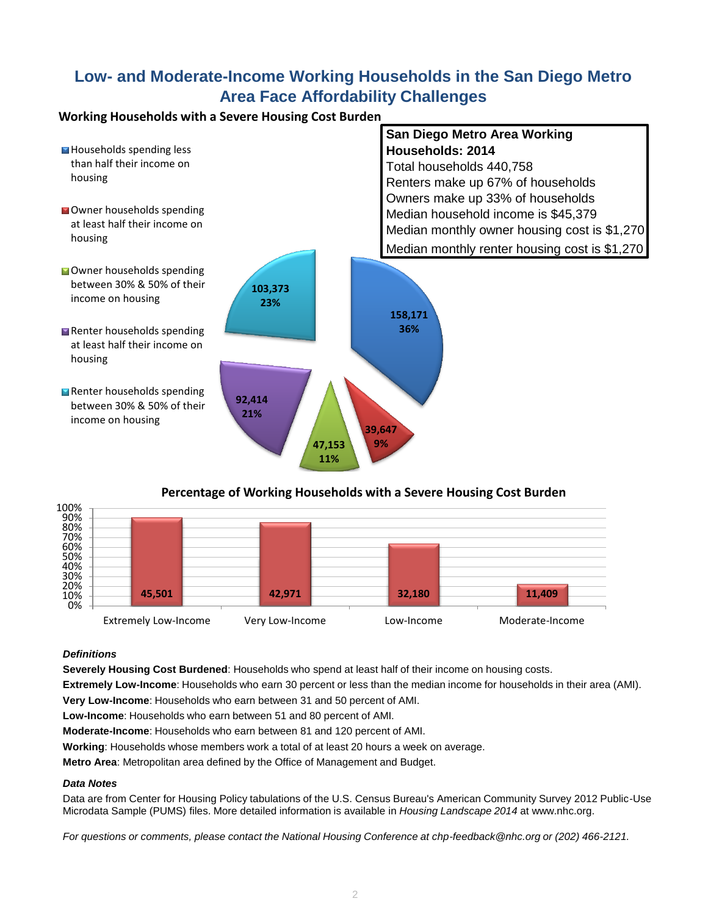# Low- and Moderate-Income Working Households in the San Diego Metro Area Face Affordability Challenges

## Working Households with a Severe Housing Cost Burden

**San Diego Metro Area Working Households: 2014**

Total households 440,758

Renters make up 67% of households

Owners make up 33% of households

Median household income is $45,379

Median monthly owner housing cost is $1,270

Median monthly renter housing cost is $1,270

Households spending less than half their income on housing

Owner households spending at least half their income on housing

Owner households spending between 30% & 50% of their income on housing

Renter households spending at least half their income on housing

Renter households spending between 30% & 50% of their income on housing

158,171
36%

39,647
9%

47,153
11%

92,414
21%

103,373
23%

## Percentage of Working Households with a Severe Housing Cost Burden

100%
90%
80%
70%
60%
50%
40%
30%
20%
10%
0%

45,501
42,971
32,180
11,409

Extremely Low-Income
Very Low-Income
Low-Income
Moderate-Income

### *Definitions*

**Severely Housing Cost Burdened**: Households who spend at least half of their income on housing costs.

**Extremely Low-Income**: Households who earn 30 percent or less than the median income for households in their area (AMI).

**Very Low-Income**: Households who earn between 31 and 50 percent of AMI.

**Low-Income**: Households who earn between 51 and 80 percent of AMI.

**Moderate-Income**: Households who earn between 81 and 120 percent of AMI.

**Working**: Households whose members work a total of at least 20 hours a week on average.

**Metro Area**: Metropolitan area defined by the Office of Management and Budget.

### *Data Notes*

Data are from Center for Housing Policy tabulations of the U.S. Census Bureau's American Community Survey 2012 Public-Use Microdata Sample (PUMS) files. More detailed information is available in *Housing Landscape 2014* at www.nhc.org.

*For questions or comments, please contact the National Housing Conference at chp-feedback@nhc.org or (202) 466-2121.*